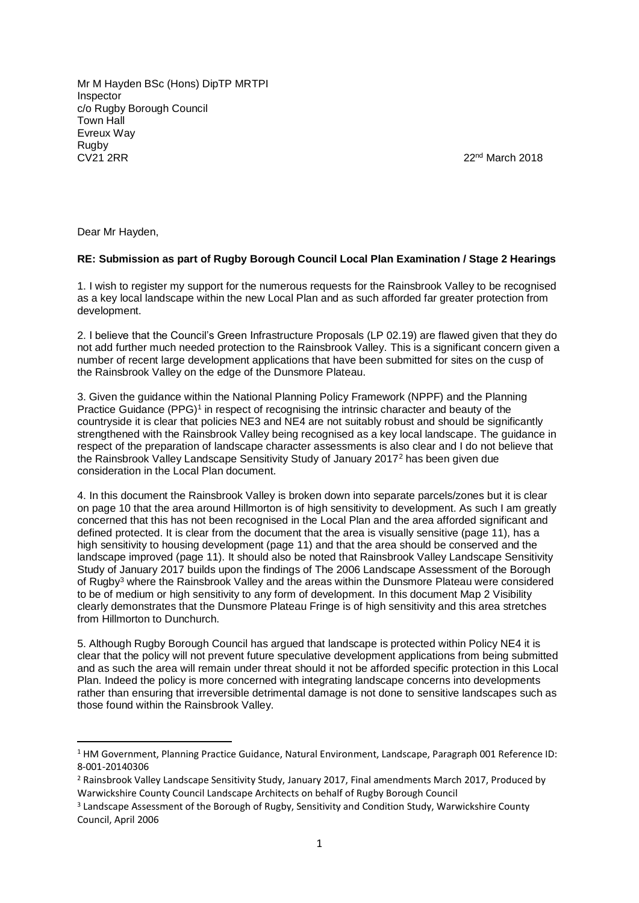Mr M Hayden BSc (Hons) DipTP MRTPI
Inspector
c/o Rugby Borough Council
Town Hall
Evreux Way
Rugby
CV21 2RR

22nd March 2018

Dear Mr Hayden,

**RE: Submission as part of Rugby Borough Council Local Plan Examination / Stage 2 Hearings**

1. I wish to register my support for the numerous requests for the Rainsbrook Valley to be recognised as a key local landscape within the new Local Plan and as such afforded far greater protection from development.

2. I believe that the Council's Green Infrastructure Proposals (LP 02.19) are flawed given that they do not add further much needed protection to the Rainsbrook Valley. This is a significant concern given a number of recent large development applications that have been submitted for sites on the cusp of the Rainsbrook Valley on the edge of the Dunsmore Plateau.

3. Given the guidance within the National Planning Policy Framework (NPPF) and the Planning Practice Guidance (PPG)[1] in respect of recognising the intrinsic character and beauty of the countryside it is clear that policies NE3 and NE4 are not suitably robust and should be significantly strengthened with the Rainsbrook Valley being recognised as a key local landscape. The guidance in respect of the preparation of landscape character assessments is also clear and I do not believe that the Rainsbrook Valley Landscape Sensitivity Study of January 2017[2] has been given due consideration in the Local Plan document.

4. In this document the Rainsbrook Valley is broken down into separate parcels/zones but it is clear on page 10 that the area around Hillmorton is of high sensitivity to development. As such I am greatly concerned that this has not been recognised in the Local Plan and the area afforded significant and defined protected. It is clear from the document that the area is visually sensitive (page 11), has a high sensitivity to housing development (page 11) and that the area should be conserved and the landscape improved (page 11). It should also be noted that Rainsbrook Valley Landscape Sensitivity Study of January 2017 builds upon the findings of The 2006 Landscape Assessment of the Borough of Rugby[3] where the Rainsbrook Valley and the areas within the Dunsmore Plateau were considered to be of medium or high sensitivity to any form of development. In this document Map 2 Visibility clearly demonstrates that the Dunsmore Plateau Fringe is of high sensitivity and this area stretches from Hillmorton to Dunchurch.

5. Although Rugby Borough Council has argued that landscape is protected within Policy NE4 it is clear that the policy will not prevent future speculative development applications from being submitted and as such the area will remain under threat should it not be afforded specific protection in this Local Plan. Indeed the policy is more concerned with integrating landscape concerns into developments rather than ensuring that irreversible detrimental damage is not done to sensitive landscapes such as those found within the Rainsbrook Valley.

---

[1] HM Government, Planning Practice Guidance, Natural Environment, Landscape, Paragraph 001 Reference ID: 8-001-20140306

[2] Rainsbrook Valley Landscape Sensitivity Study, January 2017, Final amendments March 2017, Produced by Warwickshire County Council Landscape Architects on behalf of Rugby Borough Council

[3] Landscape Assessment of the Borough of Rugby, Sensitivity and Condition Study, Warwickshire County Council, April 2006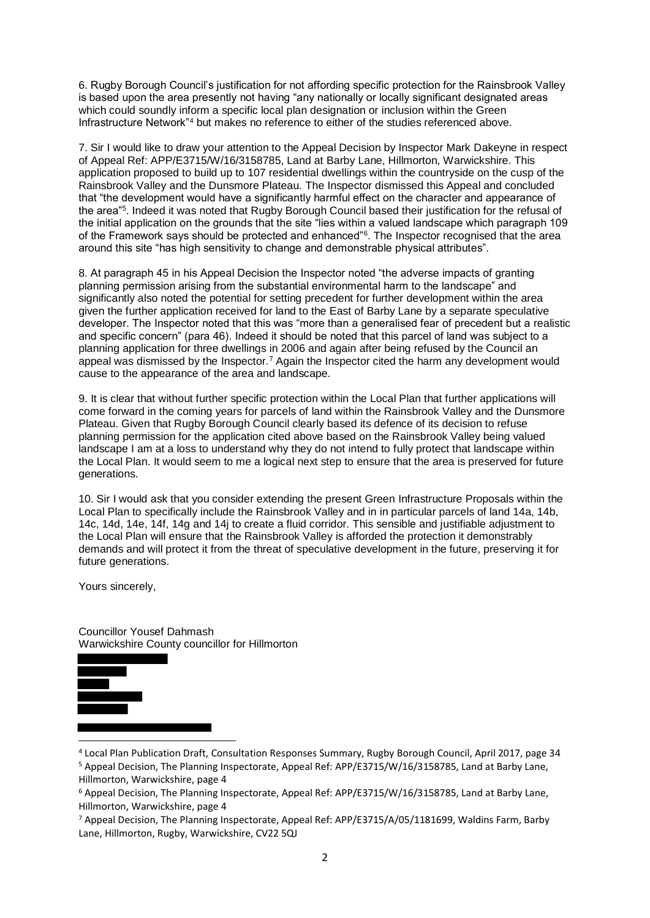6. Rugby Borough Council's justification for not affording specific protection for the Rainsbrook Valley is based upon the area presently not having "any nationally or locally significant designated areas which could soundly inform a specific local plan designation or inclusion within the Green Infrastructure Network"[4] but makes no reference to either of the studies referenced above.

7. Sir I would like to draw your attention to the Appeal Decision by Inspector Mark Dakeyne in respect of Appeal Ref: APP/E3715/W/16/3158785, Land at Barby Lane, Hillmorton, Warwickshire. This application proposed to build up to 107 residential dwellings within the countryside on the cusp of the Rainsbrook Valley and the Dunsmore Plateau. The Inspector dismissed this Appeal and concluded that "the development would have a significantly harmful effect on the character and appearance of the area"[5]. Indeed it was noted that Rugby Borough Council based their justification for the refusal of the initial application on the grounds that the site "lies within a valued landscape which paragraph 109 of the Framework says should be protected and enhanced"[6]. The Inspector recognised that the area around this site "has high sensitivity to change and demonstrable physical attributes".

8. At paragraph 45 in his Appeal Decision the Inspector noted "the adverse impacts of granting planning permission arising from the substantial environmental harm to the landscape" and significantly also noted the potential for setting precedent for further development within the area given the further application received for land to the East of Barby Lane by a separate speculative developer. The Inspector noted that this was "more than a generalised fear of precedent but a realistic and specific concern" (para 46). Indeed it should be noted that this parcel of land was subject to a planning application for three dwellings in 2006 and again after being refused by the Council an appeal was dismissed by the Inspector.[7] Again the Inspector cited the harm any development would cause to the appearance of the area and landscape.

9. It is clear that without further specific protection within the Local Plan that further applications will come forward in the coming years for parcels of land within the Rainsbrook Valley and the Dunsmore Plateau. Given that Rugby Borough Council clearly based its defence of its decision to refuse planning permission for the application cited above based on the Rainsbrook Valley being valued landscape I am at a loss to understand why they do not intend to fully protect that landscape within the Local Plan. It would seem to me a logical next step to ensure that the area is preserved for future generations.

10. Sir I would ask that you consider extending the present Green Infrastructure Proposals within the Local Plan to specifically include the Rainsbrook Valley and in in particular parcels of land 14a, 14b, 14c, 14d, 14e, 14f, 14g and 14j to create a fluid corridor. This sensible and justifiable adjustment to the Local Plan will ensure that the Rainsbrook Valley is afforded the protection it demonstrably demands and will protect it from the threat of speculative development in the future, preserving it for future generations.

Yours sincerely,

Councillor Yousef Dahmash
Warwickshire County councillor for Hillmorton

---

[4] Local Plan Publication Draft, Consultation Responses Summary, Rugby Borough Council, April 2017, page 34

[5] Appeal Decision, The Planning Inspectorate, Appeal Ref: APP/E3715/W/16/3158785, Land at Barby Lane, Hillmorton, Warwickshire, page 4

[6] Appeal Decision, The Planning Inspectorate, Appeal Ref: APP/E3715/W/16/3158785, Land at Barby Lane, Hillmorton, Warwickshire, page 4

[7] Appeal Decision, The Planning Inspectorate, Appeal Ref: APP/E3715/A/05/1181699, Waldins Farm, Barby Lane, Hillmorton, Rugby, Warwickshire, CV22 5QJ